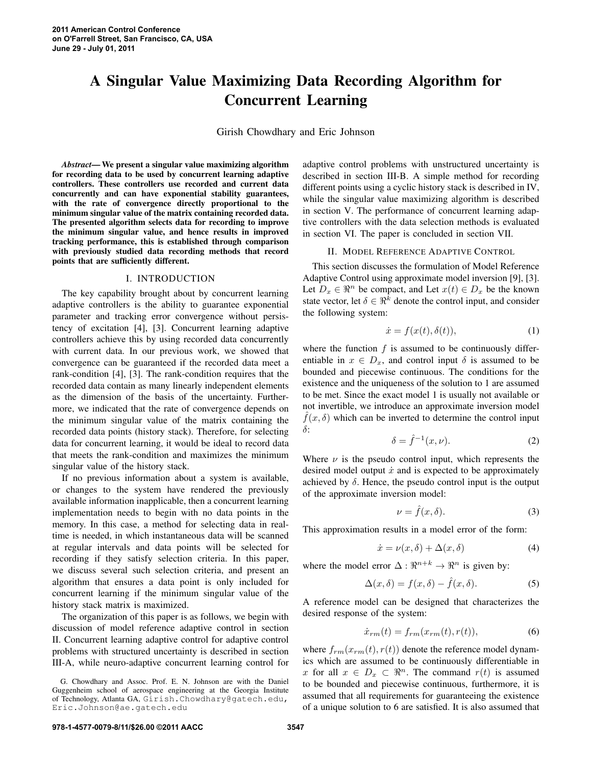# A Singular Value Maximizing Data Recording Algorithm for Concurrent Learning

Girish Chowdhary and Eric Johnson

***Abstract*— We present a singular value maximizing algorithm for recording data to be used by concurrent learning adaptive controllers. These controllers use recorded and current data concurrently and can have exponential stability guarantees, with the rate of convergence directly proportional to the minimum singular value of the matrix containing recorded data. The presented algorithm selects data for recording to improve the minimum singular value, and hence results in improved tracking performance, this is established through comparison with previously studied data recording methods that record points that are sufficiently different.**

## I. INTRODUCTION

The key capability brought about by concurrent learning adaptive controllers is the ability to guarantee exponential parameter and tracking error convergence without persistency of excitation [4], [3]. Concurrent learning adaptive controllers achieve this by using recorded data concurrently with current data. In our previous work, we showed that convergence can be guaranteed if the recorded data meet a rank-condition [4], [3]. The rank-condition requires that the recorded data contain as many linearly independent elements as the dimension of the basis of the uncertainty. Furthermore, we indicated that the rate of convergence depends on the minimum singular value of the matrix containing the recorded data points (history stack). Therefore, for selecting data for concurrent learning, it would be ideal to record data that meets the rank-condition and maximizes the minimum singular value of the history stack.

If no previous information about a system is available, or changes to the system have rendered the previously available information inapplicable, then a concurrent learning implementation needs to begin with no data points in the memory. In this case, a method for selecting data in real-time is needed, in which instantaneous data will be scanned at regular intervals and data points will be selected for recording if they satisfy selection criteria. In this paper, we discuss several such selection criteria, and present an algorithm that ensures a data point is only included for concurrent learning if the minimum singular value of the history stack matrix is maximized.

The organization of this paper is as follows, we begin with discussion of model reference adaptive control in section II. Concurrent learning adaptive control for adaptive control problems with structured uncertainty is described in section III-A, while neuro-adaptive concurrent learning control for adaptive control problems with unstructured uncertainty is described in section III-B. A simple method for recording different points using a cyclic history stack is described in IV, while the singular value maximizing algorithm is described in section V. The performance of concurrent learning adaptive controllers with the data selection methods is evaluated in section VI. The paper is concluded in section VII.

## II. MODEL REFERENCE ADAPTIVE CONTROL

This section discusses the formulation of Model Reference Adaptive Control using approximate model inversion [9], [3]. Let $D_x \in \Re^n$ be compact, and Let $x(t) \in D_x$ be the known state vector, let $\delta \in \Re^k$ denote the control input, and consider the following system:

$$\dot{x} = f(x(t), \delta(t)), \tag{1}$$

where the function $f$ is assumed to be continuously differentiable in $x \in D_x$, and control input $\delta$ is assumed to be bounded and piecewise continuous. The conditions for the existence and the uniqueness of the solution to 1 are assumed to be met. Since the exact model 1 is usually not available or not invertible, we introduce an approximate inversion model $\hat{f}(x, \delta)$ which can be inverted to determine the control input $\delta$:

$$\delta = \hat{f}^{-1}(x, \nu). \tag{2}$$

Where $\nu$ is the pseudo control input, which represents the desired model output $\dot{x}$ and is expected to be approximately achieved by $\delta$. Hence, the pseudo control input is the output of the approximate inversion model:

$$\nu = \hat{f}(x, \delta). \tag{3}$$

This approximation results in a model error of the form:

$$\dot{x} = \nu(x, \delta) + \Delta(x, \delta) \tag{4}$$

where the model error $\Delta : \Re^{n+k} \to \Re^n$ is given by:

$$\Delta(x, \delta) = f(x, \delta) - \hat{f}(x, \delta). \tag{5}$$

A reference model can be designed that characterizes the desired response of the system:

$$\dot{x}_{rm}(t) = f_{rm}(x_{rm}(t), r(t)), \tag{6}$$

where $f_{rm}(x_{rm}(t), r(t))$ denote the reference model dynamics which are assumed to be continuously differentiable in $x$ for all $x \in D_x \subset \Re^n$. The command $r(t)$ is assumed to be bounded and piecewise continuous, furthermore, it is assumed that all requirements for guaranteeing the existence of a unique solution to 6 are satisfied. It is also assumed that

G. Chowdhary and Assoc. Prof. E. N. Johnson are with the Daniel Guggenheim school of aerospace engineering at the Georgia Institute of Technology, Atlanta GA, Girish.Chowdhary@gatech.edu, Eric.Johnson@ae.gatech.edu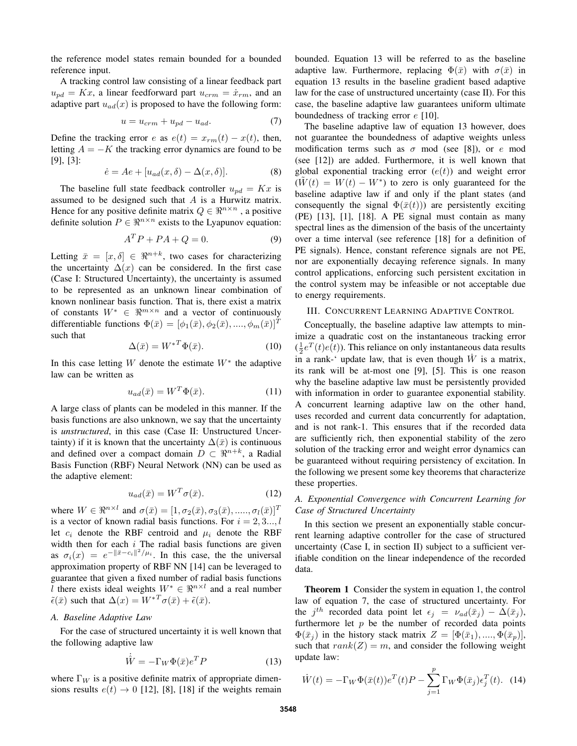the reference model states remain bounded for a bounded reference input.

A tracking control law consisting of a linear feedback part $u_{pd} = Kx$, a linear feedforward part $u_{crm} = \dot{x}_{rm}$, and an adaptive part $u_{ad}(x)$ is proposed to have the following form:

$$u = u_{crm} + u_{pd} - u_{ad}. \tag{7}$$

Define the tracking error $e$ as $e(t) = x_{rm}(t) - x(t)$, then, letting $A = -K$ the tracking error dynamics are found to be [9], [3]:

$$\dot{e} = Ae + [u_{ad}(x, \delta) - \Delta(x, \delta)]. \tag{8}$$

The baseline full state feedback controller $u_{pd} = Kx$ is assumed to be designed such that $A$ is a Hurwitz matrix. Hence for any positive definite matrix $Q \in \Re^{n \times n}$ , a positive definite solution $P \in \Re^{n \times n}$ exists to the Lyapunov equation:

$$A^T P + PA + Q = 0. \tag{9}$$

Letting $\bar{x} = [x, \delta] \in \Re^{n+k}$, two cases for characterizing the uncertainty $\Delta(x)$ can be considered. In the first case (Case I: Structured Uncertainty), the uncertainty is assumed to be represented as an unknown linear combination of known nonlinear basis function. That is, there exist a matrix of constants $W^* \in \Re^{m \times n}$ and a vector of continuously differentiable functions $\Phi(\bar{x}) = [\phi_1(\bar{x}), \phi_2(\bar{x}), ...., \phi_m(\bar{x})]^T$ such that

$$\Delta(\bar{x}) = W^{*T} \Phi(\bar{x}). \tag{10}$$

In this case letting $W$ denote the estimate $W^*$ the adaptive law can be written as

$$u_{ad}(\bar{x}) = W^T \Phi(\bar{x}). \tag{11}$$

A large class of plants can be modeled in this manner. If the basis functions are also unknown, we say that the uncertainty is *unstructured*, in this case (Case II: Unstructured Uncertainty) if it is known that the uncertainty $\Delta(\bar{x})$ is continuous and defined over a compact domain $D \subset \Re^{n+k}$, a Radial Basis Function (RBF) Neural Network (NN) can be used as the adaptive element:

$$u_{ad}(\bar{x}) = W^T \sigma(\bar{x}). \tag{12}$$

where $W \in \Re^{n \times l}$ and $\sigma(\bar{x}) = [1, \sigma_2(\bar{x}), \sigma_3(\bar{x}), ....., \sigma_l(\bar{x})]^T$ is a vector of known radial basis functions. For $i = 2, 3..., l$ let $c_i$ denote the RBF centroid and $\mu_i$ denote the RBF width then for each $i$ The radial basis functions are given as $\sigma_i(x) = e^{-\|\bar{x} - c_i\|^2 / \mu_i}$. In this case, the the universal approximation property of RBF NN [14] can be leveraged to guarantee that given a fixed number of radial basis functions $l$ there exists ideal weights $W^* \in \Re^{n \times l}$ and a real number $\tilde{\epsilon}(\bar{x})$ such that $\Delta(x) = W^{*T} \sigma(\bar{x}) + \tilde{\epsilon}(\bar{x})$.

### A. Baseline Adaptive Law

For the case of structured uncertainty it is well known that the following adaptive law

$$\dot{\hat{W}} = -\Gamma_W \Phi(\bar{x}) e^T P \tag{13}$$

where $\Gamma_W$ is a positive definite matrix of appropriate dimensions results $e(t) \to 0$ [12], [8], [18] if the weights remain bounded. Equation 13 will be referred to as the baseline adaptive law. Furthermore, replacing $\Phi(\bar{x})$ with $\sigma(\bar{x})$ in equation 13 results in the baseline gradient based adaptive law for the case of unstructured uncertainty (case II). For this case, the baseline adaptive law guarantees uniform ultimate boundedness of tracking error $e$ [10].

The baseline adaptive law of equation 13 however, does not guarantee the boundedness of adaptive weights unless modification terms such as $\sigma$ mod (see [8]), or $e$ mod (see [12]) are added. Furthermore, it is well known that global exponential tracking error $(e(t))$ and weight error $(\tilde{W}(t) = W(t) - W^*)$ to zero is only guaranteed for the baseline adaptive law if and only if the plant states (and consequently the signal $\Phi(\bar{x}(t))$) are persistently exciting (PE) [13], [1], [18]. A PE signal must contain as many spectral lines as the dimension of the basis of the uncertainty over a time interval (see reference [18] for a definition of PE signals). Hence, constant reference signals are not PE, nor are exponentially decaying reference signals. In many control applications, enforcing such persistent excitation in the control system may be infeasible or not acceptable due to energy requirements.

## III. Concurrent Learning Adaptive Control

Conceptually, the baseline adaptive law attempts to minimize a quadratic cost on the instantaneous tracking error $(\frac{1}{2} e^T(t) e(t))$. This reliance on only instantaneous data results in a rank-‘ update law, that is even though $\dot{W}$ is a matrix, its rank will be at-most one [9], [5]. This is one reason why the baseline adaptive law must be persistently provided with information in order to guarantee exponential stability. A concurrent learning adaptive law on the other hand, uses recorded and current data concurrently for adaptation, and is not rank-1. This ensures that if the recorded data are sufficiently rich, then exponential stability of the zero solution of the tracking error and weight error dynamics can be guaranteed without requiring persistency of excitation. In the following we present some key theorems that characterize these properties.

### A. Exponential Convergence with Concurrent Learning for Case of Structured Uncertainty

In this section we present an exponentially stable concurrent learning adaptive controller for the case of structured uncertainty (Case I, in section II) subject to a sufficient verifiable condition on the linear independence of the recorded data.

**Theorem 1** Consider the system in equation 1, the control law of equation 7, the case of structured uncertainty. For the $j^{th}$ recorded data point let $\epsilon_j = \nu_{ad}(\bar{x}_j) - \Delta(\bar{x}_j)$, furthermore let $p$ be the number of recorded data points $\Phi(\bar{x}_j)$ in the history stack matrix $Z = [\Phi(\bar{x}_1), ...., \Phi(\bar{x}_p)]$, such that $rank(Z) = m$, and consider the following weight update law:

$$\dot{W}(t) = -\Gamma_W \Phi(\bar{x}(t)) e^T(t) P - \sum_{j=1}^{p} \Gamma_W \Phi(\bar{x}_j) \epsilon_j^T(t). \tag{14}$$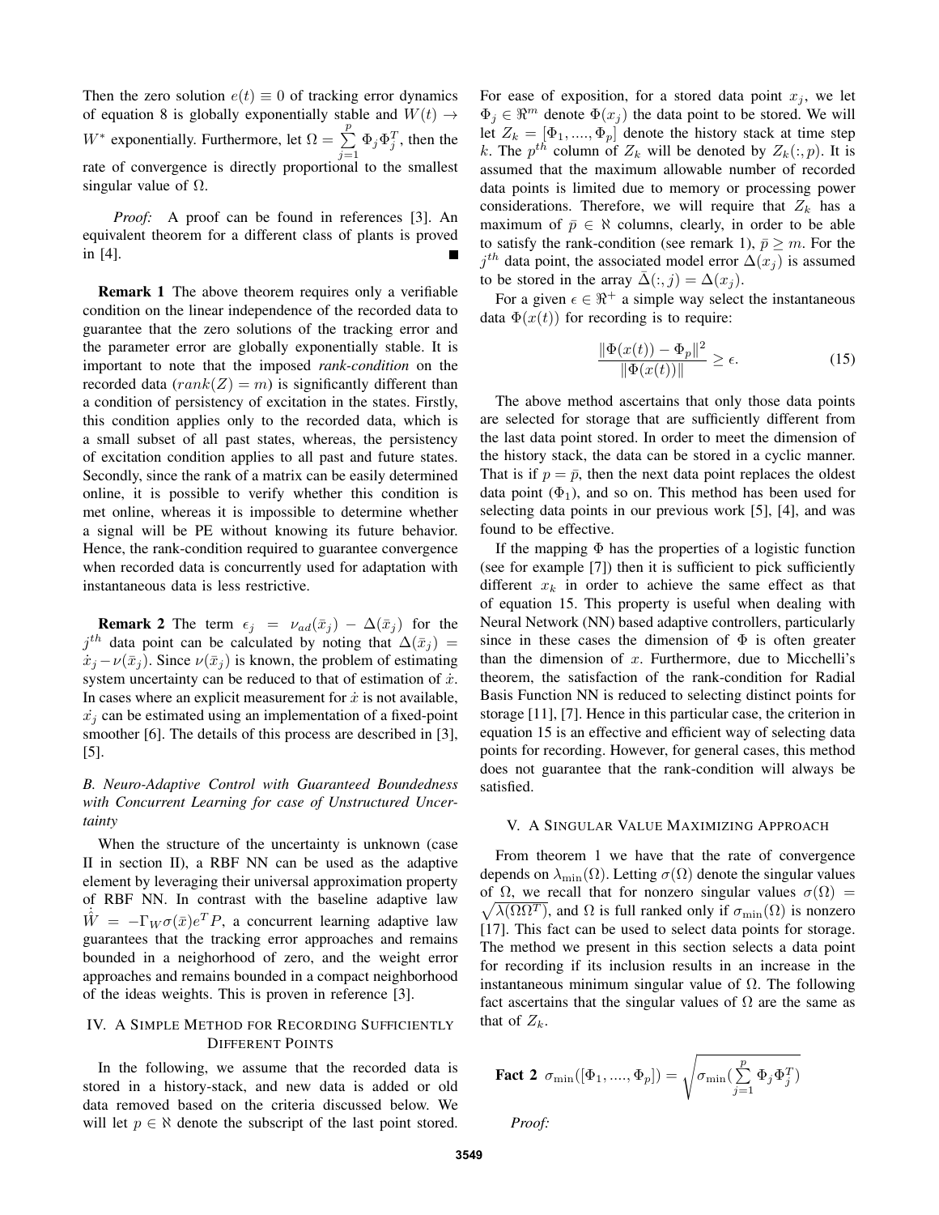Then the zero solution $e(t) \equiv 0$ of tracking error dynamics of equation 8 is globally exponentially stable and $W(t) \rightarrow W^*$ exponentially. Furthermore, let $\Omega = \sum_{j=1}^{p} \Phi_j \Phi_j^T$, then the rate of convergence is directly proportional to the smallest singular value of $\Omega$.

*Proof:* A proof can be found in references [3]. An equivalent theorem for a different class of plants is proved in [4]. ∎

**Remark 1** The above theorem requires only a verifiable condition on the linear independence of the recorded data to guarantee that the zero solutions of the tracking error and the parameter error are globally exponentially stable. It is important to note that the imposed *rank-condition* on the recorded data ($rank(Z) = m$) is significantly different than a condition of persistency of excitation in the states. Firstly, this condition applies only to the recorded data, which is a small subset of all past states, whereas, the persistency of excitation condition applies to all past and future states. Secondly, since the rank of a matrix can be easily determined online, it is possible to verify whether this condition is met online, whereas it is impossible to determine whether a signal will be PE without knowing its future behavior. Hence, the rank-condition required to guarantee convergence when recorded data is concurrently used for adaptation with instantaneous data is less restrictive.

**Remark 2** The term $\epsilon_j = \nu_{ad}(\bar{x}_j) - \Delta(\bar{x}_j)$ for the $j^{th}$ data point can be calculated by noting that $\Delta(\bar{x}_j) = \dot{x}_j - \nu(\bar{x}_j)$. Since $\nu(\bar{x}_j)$ is known, the problem of estimating system uncertainty can be reduced to that of estimation of $\dot{x}$. In cases where an explicit measurement for $\dot{x}$ is not available, $\dot{x}_j$ can be estimated using an implementation of a fixed-point smoother [6]. The details of this process are described in [3], [5].

### B. Neuro-Adaptive Control with Guaranteed Boundedness with Concurrent Learning for case of Unstructured Uncertainty

When the structure of the uncertainty is unknown (case II in section II), a RBF NN can be used as the adaptive element by leveraging their universal approximation property of RBF NN. In contrast with the baseline adaptive law $\dot{\hat{W}} = -\Gamma_W \sigma(\bar{x}) e^T P$, a concurrent learning adaptive law guarantees that the tracking error approaches and remains bounded in a neighborhood of zero, and the weight error approaches and remains bounded in a compact neighborhood of the ideas weights. This is proven in reference [3].

## IV. A Simple Method for Recording Sufficiently Different Points

In the following, we assume that the recorded data is stored in a history-stack, and new data is added or old data removed based on the criteria discussed below. We will let $p \in \aleph$ denote the subscript of the last point stored. For ease of exposition, for a stored data point $x_j$, we let $\Phi_j \in \Re^m$ denote $\Phi(x_j)$ the data point to be stored. We will let $Z_k = [\Phi_1, ...., \Phi_p]$ denote the history stack at time step $k$. The $p^{th}$ column of $Z_k$ will be denoted by $Z_k(:,p)$. It is assumed that the maximum allowable number of recorded data points is limited due to memory or processing power considerations. Therefore, we will require that $Z_k$ has a maximum of $\bar{p} \in \aleph$ columns, clearly, in order to be able to satisfy the rank-condition (see remark 1), $\bar{p} \geq m$. For the $j^{th}$ data point, the associated model error $\Delta(x_j)$ is assumed to be stored in the array $\bar{\Delta}(:,j) = \Delta(x_j)$.

For a given $\epsilon \in \Re^+$ a simple way select the instantaneous data $\Phi(x(t))$ for recording is to require:

$$\frac{\|\Phi(x(t)) - \Phi_p\|^2}{\|\Phi(x(t))\|} \geq \epsilon. \tag{15}$$

The above method ascertains that only those data points are selected for storage that are sufficiently different from the last data point stored. In order to meet the dimension of the history stack, the data can be stored in a cyclic manner. That is if $p = \bar{p}$, then the next data point replaces the oldest data point ($\Phi_1$), and so on. This method has been used for selecting data points in our previous work [5], [4], and was found to be effective.

If the mapping $\Phi$ has the properties of a logistic function (see for example [7]) then it is sufficient to pick sufficiently different $x_k$ in order to achieve the same effect as that of equation 15. This property is useful when dealing with Neural Network (NN) based adaptive controllers, particularly since in these cases the dimension of $\Phi$ is often greater than the dimension of $x$. Furthermore, due to Micchelli's theorem, the satisfaction of the rank-condition for Radial Basis Function NN is reduced to selecting distinct points for storage [11], [7]. Hence in this particular case, the criterion in equation 15 is an effective and efficient way of selecting data points for recording. However, for general cases, this method does not guarantee that the rank-condition will always be satisfied.

## V. A Singular Value Maximizing Approach

From theorem 1 we have that the rate of convergence depends on $\lambda_{\min}(\Omega)$. Letting $\sigma(\Omega)$ denote the singular values of $\Omega$, we recall that for nonzero singular values $\sigma(\Omega) = \sqrt{\lambda(\Omega\Omega^T)}$, and $\Omega$ is full ranked only if $\sigma_{\min}(\Omega)$ is nonzero [17]. This fact can be used to select data points for storage. The method we present in this section selects a data point for recording if its inclusion results in an increase in the instantaneous minimum singular value of $\Omega$. The following fact ascertains that the singular values of $\Omega$ are the same as that of $Z_k$.

**Fact 2** $\sigma_{\min}([\Phi_1, ...., \Phi_p]) = \sqrt{\sigma_{\min}(\sum_{j=1}^{p} \Phi_j \Phi_j^T)}$

*Proof:*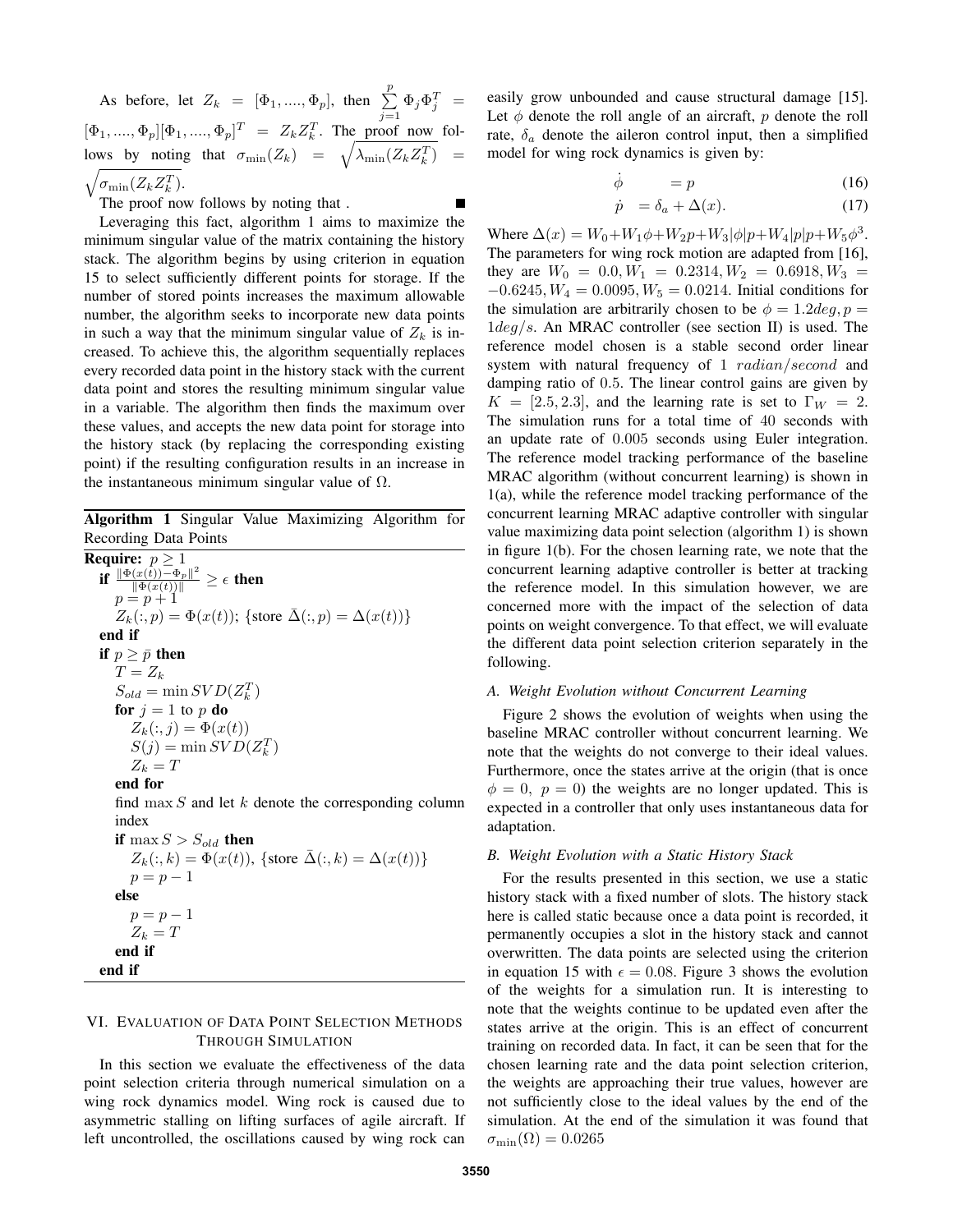As before, let $Z_k = [\Phi_1, ...., \Phi_p]$, then $\sum_{j=1}^{p} \Phi_j \Phi_j^T = [\Phi_1, ...., \Phi_p][\Phi_1, ...., \Phi_p]^T = Z_k Z_k^T$. The proof now follows by noting that $\sigma_{\min}(Z_k) = \sqrt{\lambda_{\min}(Z_k Z_k^T)} = \sqrt{\sigma_{\min}(Z_k Z_k^T)}$.

The proof now follows by noting that . ■

Leveraging this fact, algorithm 1 aims to maximize the minimum singular value of the matrix containing the history stack. The algorithm begins by using criterion in equation 15 to select sufficiently different points for storage. If the number of stored points increases the maximum allowable number, the algorithm seeks to incorporate new data points in such a way that the minimum singular value of $Z_k$ is increased. To achieve this, the algorithm sequentially replaces every recorded data point in the history stack with the current data point and stores the resulting minimum singular value in a variable. The algorithm then finds the maximum over these values, and accepts the new data point for storage into the history stack (by replacing the corresponding existing point) if the resulting configuration results in an increase in the instantaneous minimum singular value of $\Omega$.

**Algorithm 1** Singular Value Maximizing Algorithm for Recording Data Points

```
Require: p ≥ 1
  if ||Φ(x(t)) − Φ_p||² / ||Φ(x(t))|| ≥ ε then
    p = p + 1
    Z_k(:, p) = Φ(x(t)); {store Δ̄(:, p) = Δ(x(t))}
  end if
  if p ≥ p̄ then
    T = Z_k
    S_old = min SVD(Z_k^T)
    for j = 1 to p do
      Z_k(:, j) = Φ(x(t))
      S(j) = min SVD(Z_k^T)
      Z_k = T
    end for
    find max S and let k denote the corresponding column index
    if max S > S_old then
      Z_k(:, k) = Φ(x(t)), {store Δ̄(:, k) = Δ(x(t))}
      p = p − 1
    else
      p = p − 1
      Z_k = T
    end if
  end if
```

## VI. Evaluation of Data Point Selection Methods Through Simulation

In this section we evaluate the effectiveness of the data point selection criteria through numerical simulation on a wing rock dynamics model. Wing rock is caused due to asymmetric stalling on lifting surfaces of agile aircraft. If left uncontrolled, the oscillations caused by wing rock can easily grow unbounded and cause structural damage [15]. Let $\phi$ denote the roll angle of an aircraft, $p$ denote the roll rate, $\delta_a$ denote the aileron control input, then a simplified model for wing rock dynamics is given by:

$$\dot{\phi} = p \tag{16}$$

$$\dot{p} = \delta_a + \Delta(x). \tag{17}$$

Where $\Delta(x) = W_0 + W_1\phi + W_2 p + W_3|\phi|p + W_4|p|p + W_5\phi^3$. The parameters for wing rock motion are adapted from [16], they are $W_0 = 0.0, W_1 = 0.2314, W_2 = 0.6918, W_3 = -0.6245, W_4 = 0.0095, W_5 = 0.0214$. Initial conditions for the simulation are arbitrarily chosen to be $\phi = 1.2deg, p = 1deg/s$. An MRAC controller (see section II) is used. The reference model chosen is a stable second order linear system with natural frequency of 1 $radian/second$ and damping ratio of 0.5. The linear control gains are given by $K = [2.5, 2.3]$, and the learning rate is set to $\Gamma_W = 2$. The simulation runs for a total time of 40 seconds with an update rate of 0.005 seconds using Euler integration. The reference model tracking performance of the baseline MRAC algorithm (without concurrent learning) is shown in 1(a), while the reference model tracking performance of the concurrent learning MRAC adaptive controller with singular value maximizing data point selection (algorithm 1) is shown in figure 1(b). For the chosen learning rate, we note that the concurrent learning adaptive controller is better at tracking the reference model. In this simulation however, we are concerned more with the impact of the selection of data points on weight convergence. To that effect, we will evaluate the different data point selection criterion separately in the following.

### A. Weight Evolution without Concurrent Learning

Figure 2 shows the evolution of weights when using the baseline MRAC controller without concurrent learning. We note that the weights do not converge to their ideal values. Furthermore, once the states arrive at the origin (that is once $\phi = 0,\ p = 0$) the weights are no longer updated. This is expected in a controller that only uses instantaneous data for adaptation.

### B. Weight Evolution with a Static History Stack

For the results presented in this section, we use a static history stack with a fixed number of slots. The history stack here is called static because once a data point is recorded, it permanently occupies a slot in the history stack and cannot overwritten. The data points are selected using the criterion in equation 15 with $\epsilon = 0.08$. Figure 3 shows the evolution of the weights for a simulation run. It is interesting to note that the weights continue to be updated even after the states arrive at the origin. This is an effect of concurrent training on recorded data. In fact, it can be seen that for the chosen learning rate and the data point selection criterion, the weights are approaching their true values, however are not sufficiently close to the ideal values by the end of the simulation. At the end of the simulation it was found that $\sigma_{\min}(\Omega) = 0.0265$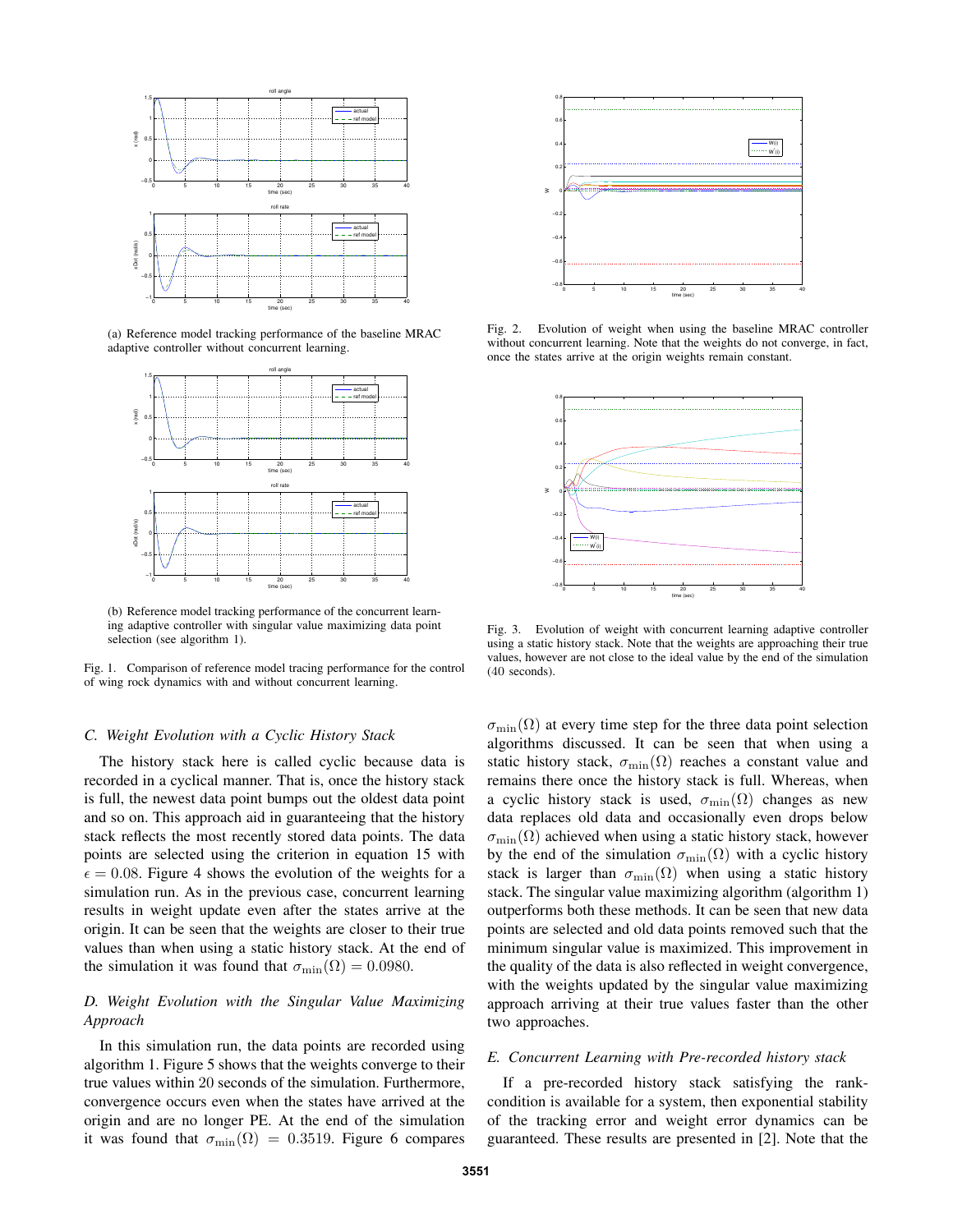(a) Reference model tracking performance of the baseline MRAC adaptive controller without concurrent learning.

(b) Reference model tracking performance of the concurrent learning adaptive controller with singular value maximizing data point selection (see algorithm 1).

Fig. 1. Comparison of reference model tracing performance for the control of wing rock dynamics with and without concurrent learning.

Fig. 2. Evolution of weight when using the baseline MRAC controller without concurrent learning. Note that the weights do not converge, in fact, once the states arrive at the origin weights remain constant.

Fig. 3. Evolution of weight with concurrent learning adaptive controller using a static history stack. Note that the weights are approaching their true values, however are not close to the ideal value by the end of the simulation (40 seconds).

### C. Weight Evolution with a Cyclic History Stack

The history stack here is called cyclic because data is recorded in a cyclical manner. That is, once the history stack is full, the newest data point bumps out the oldest data point and so on. This approach aid in guaranteeing that the history stack reflects the most recently stored data points. The data points are selected using the criterion in equation 15 with $\epsilon = 0.08$. Figure 4 shows the evolution of the weights for a simulation run. As in the previous case, concurrent learning results in weight update even after the states arrive at the origin. It can be seen that the weights are closer to their true values than when using a static history stack. At the end of the simulation it was found that $\sigma_{\min}(\Omega) = 0.0980$.

### D. Weight Evolution with the Singular Value Maximizing Approach

In this simulation run, the data points are recorded using algorithm 1. Figure 5 shows that the weights converge to their true values within 20 seconds of the simulation. Furthermore, convergence occurs even when the states have arrived at the origin and are no longer PE. At the end of the simulation it was found that $\sigma_{\min}(\Omega) = 0.3519$. Figure 6 compares $\sigma_{\min}(\Omega)$ at every time step for the three data point selection algorithms discussed. It can be seen that when using a static history stack, $\sigma_{\min}(\Omega)$ reaches a constant value and remains there once the history stack is full. Whereas, when a cyclic history stack is used, $\sigma_{\min}(\Omega)$ changes as new data replaces old data and occasionally even drops below $\sigma_{\min}(\Omega)$ achieved when using a static history stack, however by the end of the simulation $\sigma_{\min}(\Omega)$ with a cyclic history stack is larger than $\sigma_{\min}(\Omega)$ when using a static history stack. The singular value maximizing algorithm (algorithm 1) outperforms both these methods. It can be seen that new data points are selected and old data points removed such that the minimum singular value is maximized. This improvement in the quality of the data is also reflected in weight convergence, with the weights updated by the singular value maximizing approach arriving at their true values faster than the other two approaches.

### E. Concurrent Learning with Pre-recorded history stack

If a pre-recorded history stack satisfying the rank-condition is available for a system, then exponential stability of the tracking error and weight error dynamics can be guaranteed. These results are presented in [2]. Note that the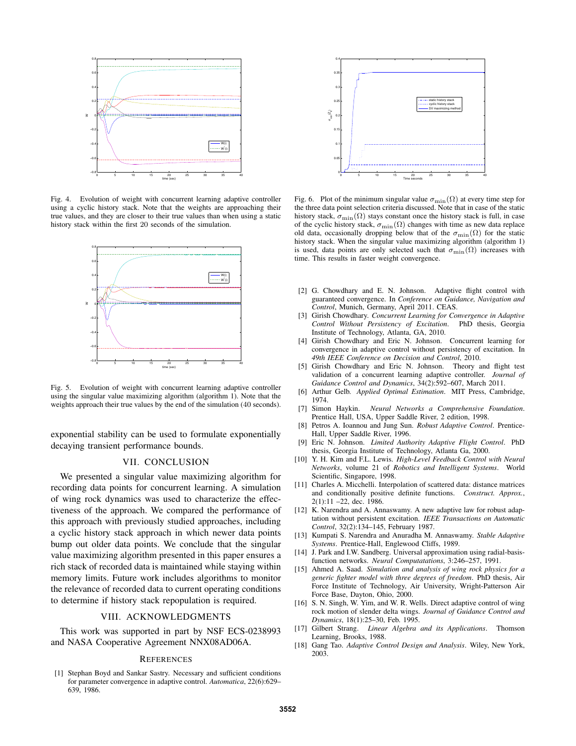0.8
0.6
0.4
0.2
W
0
−0.2
−0.4
−0.6
−0.8
0 5 10 15 20 25 30 35 40
time (sec)
W(t)
W (i)

Fig. 4. Evolution of weight with concurrent learning adaptive controller using a cyclic history stack. Note that the weights are approaching their true values, and they are closer to their true values than when using a static history stack within the first 20 seconds of the simulation.

0.8
0.6
0.4
0.2
W
0
−0.2
−0.4
−0.6
−0.8
0 5 10 15 20 25 30 35 40
time (sec)
W(t)
W (i)

Fig. 5. Evolution of weight with concurrent learning adaptive controller using the singular value maximizing algorithm (algorithm 1). Note that the weights approach their true values by the end of the simulation (40 seconds).

0.4
0.35
0.3
0.25
0.2
0.15
0.1
0.05
0
0 5 10 15 20 25 30 35 40
Time seconds
static history stack
cyclic history stack
SV maximizing method

Fig. 6. Plot of the minimum singular value $\sigma_{\min}(\Omega)$ at every time step for the three data point selection criteria discussed. Note that in case of the static history stack, $\sigma_{\min}(\Omega)$ stays constant once the history stack is full, in case of the cyclic history stack, $\sigma_{\min}(\Omega)$ changes with time as new data replace old data, occasionally dropping below that of the $\sigma_{\min}(\Omega)$ for the static history stack. When the singular value maximizing algorithm (algorithm 1) is used, data points are only selected such that $\sigma_{\min}(\Omega)$ increases with time. This results in faster weight convergence.

exponential stability can be used to formulate exponentially decaying transient performance bounds.

## VII. Conclusion

We presented a singular value maximizing algorithm for recording data points for concurrent learning. A simulation of wing rock dynamics was used to characterize the effectiveness of the approach. We compared the performance of this approach with previously studied approaches, including a cyclic history stack approach in which newer data points bump out older data points. We conclude that the singular value maximizing algorithm presented in this paper ensures a rich stack of recorded data is maintained while staying within memory limits. Future work includes algorithms to monitor the relevance of recorded data to current operating conditions to determine if history stack repopulation is required.

## VIII. Acknowledgments

This work was supported in part by NSF ECS-0238993 and NASA Cooperative Agreement NNX08AD06A.

## References

[1] Stephan Boyd and Sankar Sastry. Necessary and sufficient conditions for parameter convergence in adaptive control. *Automatica*, 22(6):629–639, 1986.

[2] G. Chowdhary and E. N. Johnson. Adaptive flight control with guaranteed convergence. In *Conference on Guidance, Navigation and Control*, Munich, Germany, April 2011. CEAS.

[3] Girish Chowdhary. *Concurrent Learning for Convergence in Adaptive Control Without Persistency of Excitation*. PhD thesis, Georgia Institute of Technology, Atlanta, GA, 2010.

[4] Girish Chowdhary and Eric N. Johnson. Concurrent learning for convergence in adaptive control without persistency of excitation. In *49th IEEE Conference on Decision and Control*, 2010.

[5] Girish Chowdhary and Eric N. Johnson. Theory and flight test validation of a concurrent learning adaptive controller. *Journal of Guidance Control and Dynamics*, 34(2):592–607, March 2011.

[6] Arthur Gelb. *Applied Optimal Estimation*. MIT Press, Cambridge, 1974.

[7] Simon Haykin. *Neural Networks a Comprehensive Foundation*. Prentice Hall, USA, Upper Saddle River, 2 edition, 1998.

[8] Petros A. Ioannou and Jung Sun. *Robust Adaptive Control*. Prentice-Hall, Upper Saddle River, 1996.

[9] Eric N. Johnson. *Limited Authority Adaptive Flight Control*. PhD thesis, Georgia Institute of Technology, Atlanta Ga, 2000.

[10] Y. H. Kim and F.L. Lewis. *High-Level Feedback Control with Neural Networks*, volume 21 of *Robotics and Intelligent Systems*. World Scientific, Singapore, 1998.

[11] Charles A. Micchelli. Interpolation of scattered data: distance matrices and conditionally positive definite functions. *Construct. Approx.*, 2(1):11 –22, dec. 1986.

[12] K. Narendra and A. Annaswamy. A new adaptive law for robust adaptation without persistent excitation. *IEEE Transactions on Automatic Control*, 32(2):134–145, February 1987.

[13] Kumpati S. Narendra and Anuradha M. Annaswamy. *Stable Adaptive Systems*. Prentice-Hall, Englewood Cliffs, 1989.

[14] J. Park and I.W. Sandberg. Universal approximation using radial-basis-function networks. *Neural Computatations*, 3:246–257, 1991.

[15] Ahmed A. Saad. *Simulation and analysis of wing rock physics for a generic fighter model with three degrees of freedom*. PhD thesis, Air Force Institute of Technology, Air University, Wright-Patterson Air Force Base, Dayton, Ohio, 2000.

[16] S. N. Singh, W. Yim, and W. R. Wells. Direct adaptive control of wing rock motion of slender delta wings. *Journal of Guidance Control and Dynamics*, 18(1):25–30, Feb. 1995.

[17] Gilbert Strang. *Linear Algebra and its Applications*. Thomson Learning, Brooks, 1988.

[18] Gang Tao. *Adaptive Control Design and Analysis*. Wiley, New York, 2003.